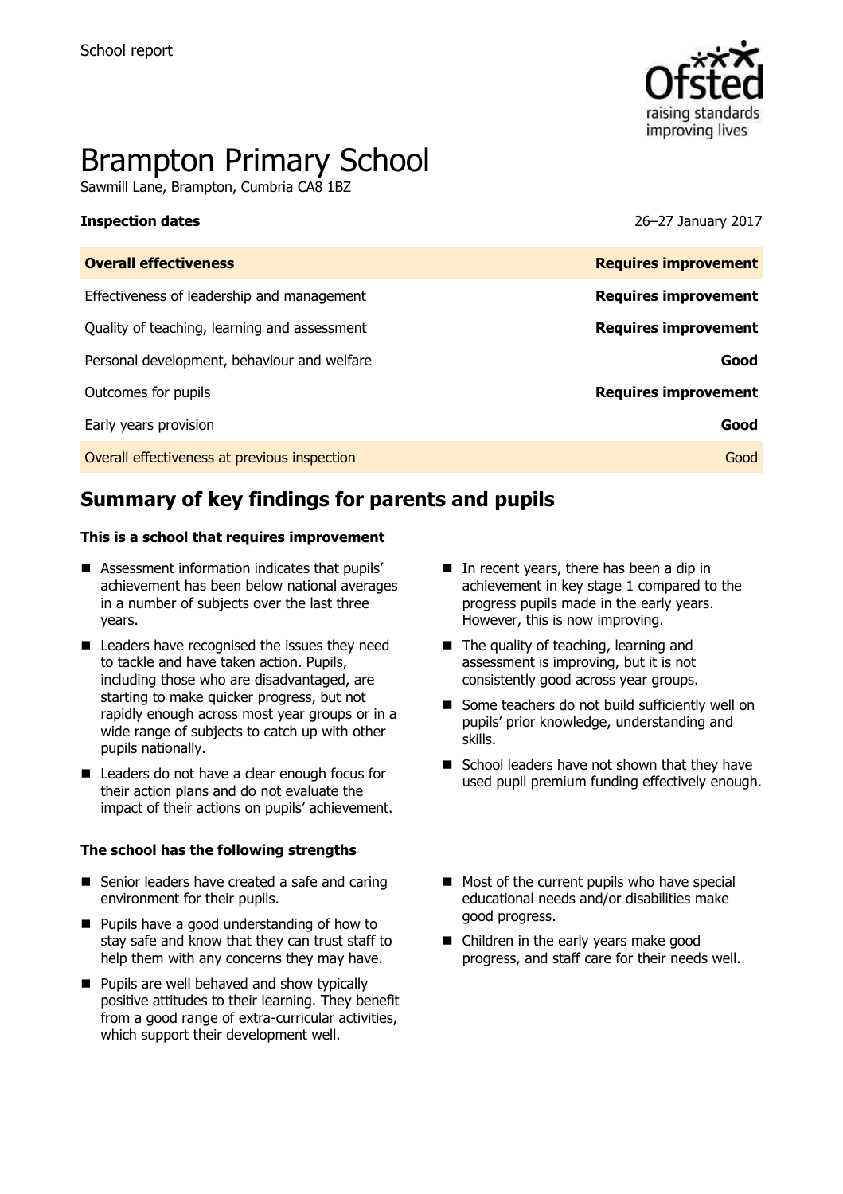School report

# Brampton Primary School

Sawmill Lane, Brampton, Cumbria CA8 1BZ

**Inspection dates** 26–27 January 2017

| **Overall effectiveness** | **Requires improvement** |
| --- | --- |
| Effectiveness of leadership and management | **Requires improvement** |
| Quality of teaching, learning and assessment | **Requires improvement** |
| Personal development, behaviour and welfare | **Good** |
| Outcomes for pupils | **Requires improvement** |
| Early years provision | **Good** |
| Overall effectiveness at previous inspection | Good |

## Summary of key findings for parents and pupils

**This is a school that requires improvement**

- Assessment information indicates that pupils' achievement has been below national averages in a number of subjects over the last three years.
- Leaders have recognised the issues they need to tackle and have taken action. Pupils, including those who are disadvantaged, are starting to make quicker progress, but not rapidly enough across most year groups or in a wide range of subjects to catch up with other pupils nationally.
- Leaders do not have a clear enough focus for their action plans and do not evaluate the impact of their actions on pupils' achievement.
- In recent years, there has been a dip in achievement in key stage 1 compared to the progress pupils made in the early years. However, this is now improving.
- The quality of teaching, learning and assessment is improving, but it is not consistently good across year groups.
- Some teachers do not build sufficiently well on pupils' prior knowledge, understanding and skills.
- School leaders have not shown that they have used pupil premium funding effectively enough.

**The school has the following strengths**

- Senior leaders have created a safe and caring environment for their pupils.
- Pupils have a good understanding of how to stay safe and know that they can trust staff to help them with any concerns they may have.
- Pupils are well behaved and show typically positive attitudes to their learning. They benefit from a good range of extra-curricular activities, which support their development well.
- Most of the current pupils who have special educational needs and/or disabilities make good progress.
- Children in the early years make good progress, and staff care for their needs well.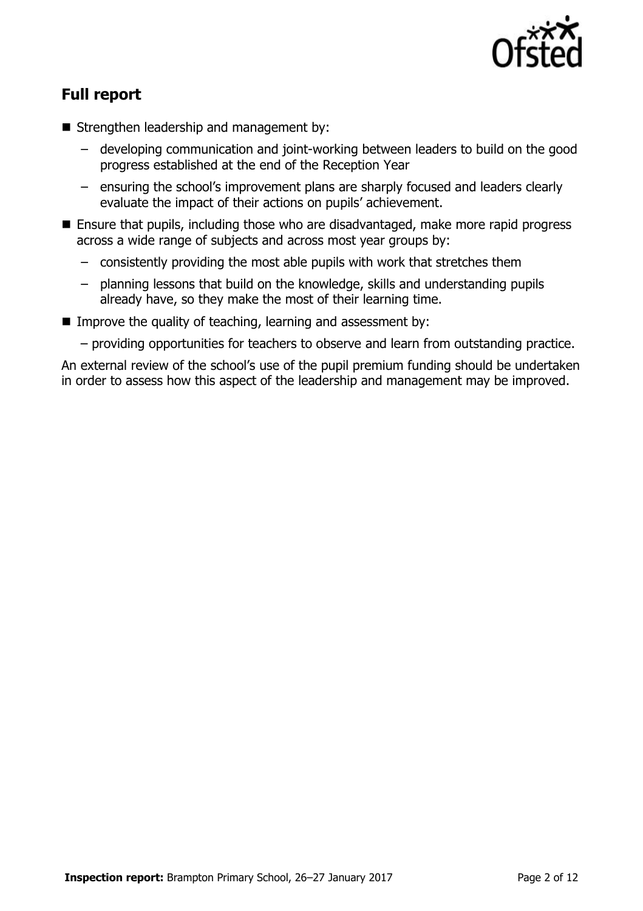## Full report

- Strengthen leadership and management by:
  - developing communication and joint-working between leaders to build on the good progress established at the end of the Reception Year
  - ensuring the school's improvement plans are sharply focused and leaders clearly evaluate the impact of their actions on pupils' achievement.
- Ensure that pupils, including those who are disadvantaged, make more rapid progress across a wide range of subjects and across most year groups by:
  - consistently providing the most able pupils with work that stretches them
  - planning lessons that build on the knowledge, skills and understanding pupils already have, so they make the most of their learning time.
- Improve the quality of teaching, learning and assessment by:
  - providing opportunities for teachers to observe and learn from outstanding practice.

An external review of the school's use of the pupil premium funding should be undertaken in order to assess how this aspect of the leadership and management may be improved.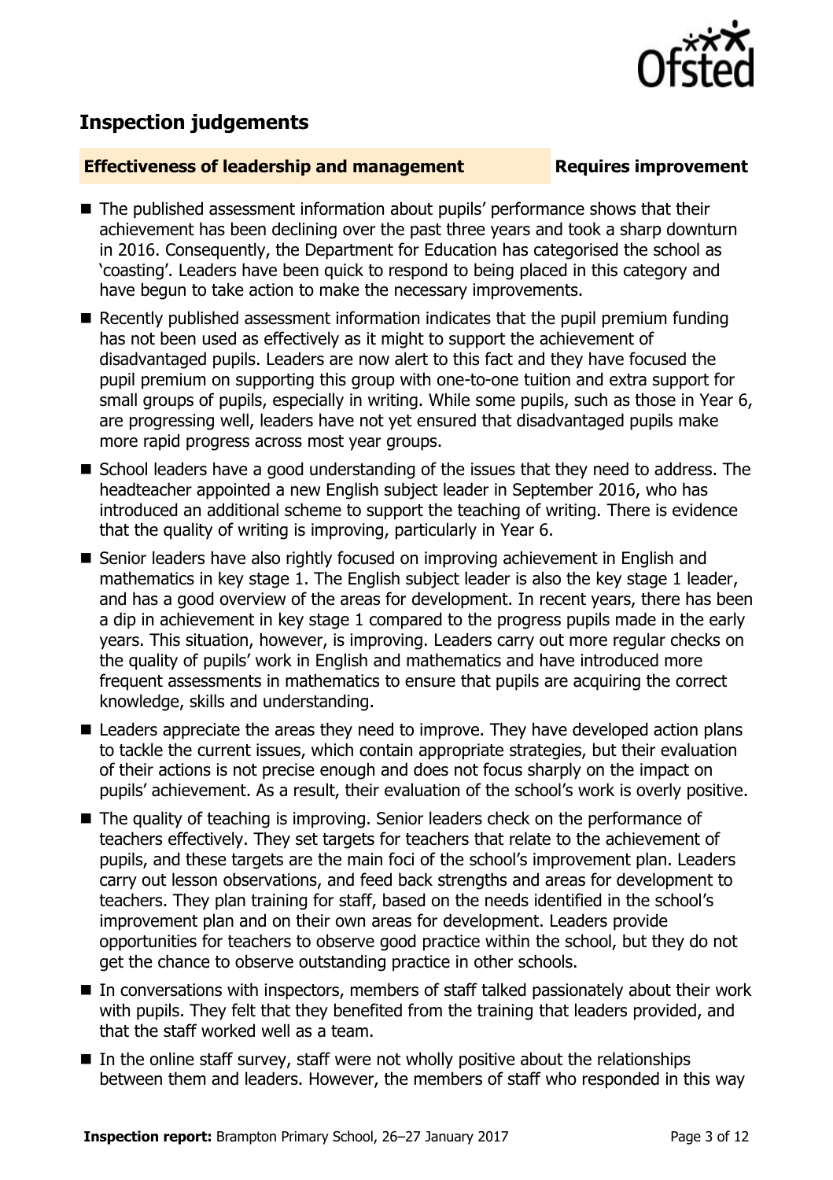## Inspection judgements

**Effectiveness of leadership and management** **Requires improvement**

- The published assessment information about pupils' performance shows that their achievement has been declining over the past three years and took a sharp downturn in 2016. Consequently, the Department for Education has categorised the school as 'coasting'. Leaders have been quick to respond to being placed in this category and have begun to take action to make the necessary improvements.
- Recently published assessment information indicates that the pupil premium funding has not been used as effectively as it might to support the achievement of disadvantaged pupils. Leaders are now alert to this fact and they have focused the pupil premium on supporting this group with one-to-one tuition and extra support for small groups of pupils, especially in writing. While some pupils, such as those in Year 6, are progressing well, leaders have not yet ensured that disadvantaged pupils make more rapid progress across most year groups.
- School leaders have a good understanding of the issues that they need to address. The headteacher appointed a new English subject leader in September 2016, who has introduced an additional scheme to support the teaching of writing. There is evidence that the quality of writing is improving, particularly in Year 6.
- Senior leaders have also rightly focused on improving achievement in English and mathematics in key stage 1. The English subject leader is also the key stage 1 leader, and has a good overview of the areas for development. In recent years, there has been a dip in achievement in key stage 1 compared to the progress pupils made in the early years. This situation, however, is improving. Leaders carry out more regular checks on the quality of pupils' work in English and mathematics and have introduced more frequent assessments in mathematics to ensure that pupils are acquiring the correct knowledge, skills and understanding.
- Leaders appreciate the areas they need to improve. They have developed action plans to tackle the current issues, which contain appropriate strategies, but their evaluation of their actions is not precise enough and does not focus sharply on the impact on pupils' achievement. As a result, their evaluation of the school's work is overly positive.
- The quality of teaching is improving. Senior leaders check on the performance of teachers effectively. They set targets for teachers that relate to the achievement of pupils, and these targets are the main foci of the school's improvement plan. Leaders carry out lesson observations, and feed back strengths and areas for development to teachers. They plan training for staff, based on the needs identified in the school's improvement plan and on their own areas for development. Leaders provide opportunities for teachers to observe good practice within the school, but they do not get the chance to observe outstanding practice in other schools.
- In conversations with inspectors, members of staff talked passionately about their work with pupils. They felt that they benefited from the training that leaders provided, and that the staff worked well as a team.
- In the online staff survey, staff were not wholly positive about the relationships between them and leaders. However, the members of staff who responded in this way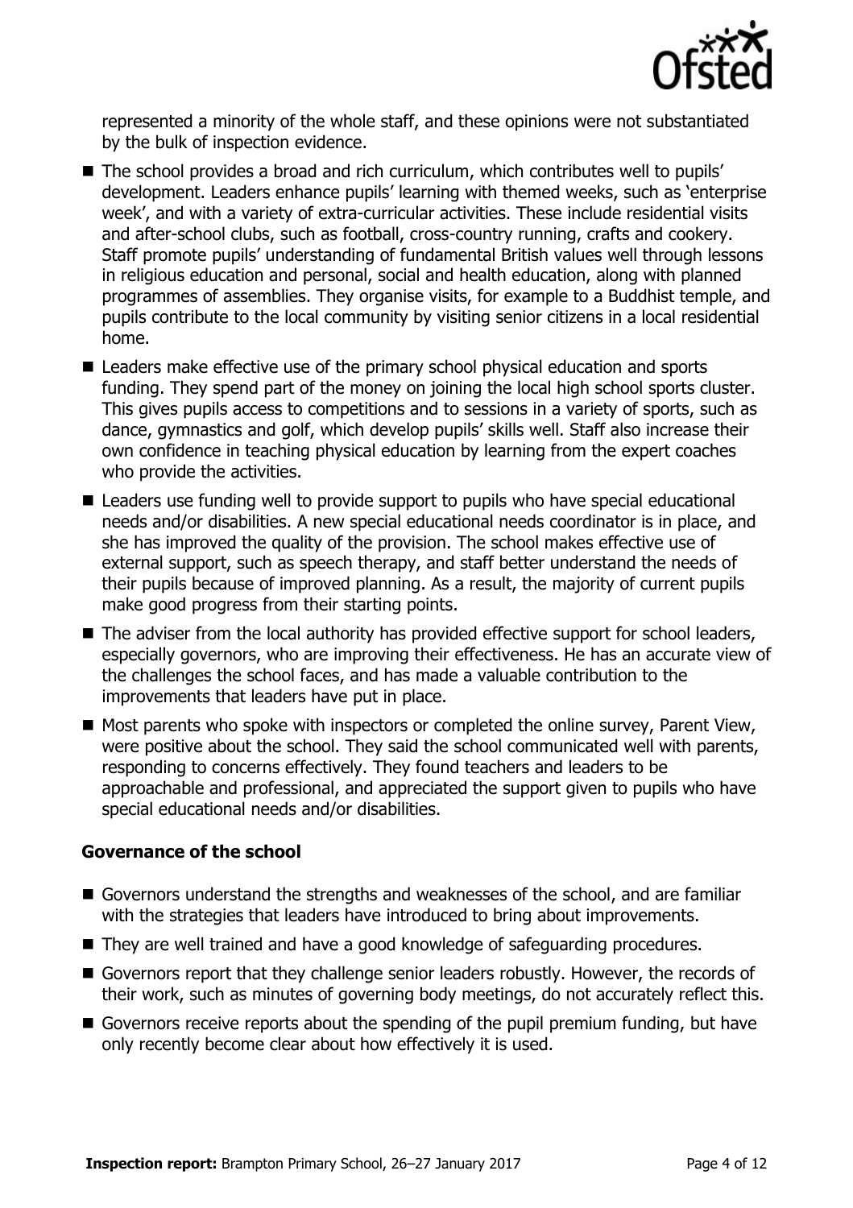represented a minority of the whole staff, and these opinions were not substantiated by the bulk of inspection evidence.

- The school provides a broad and rich curriculum, which contributes well to pupils' development. Leaders enhance pupils' learning with themed weeks, such as 'enterprise week', and with a variety of extra-curricular activities. These include residential visits and after-school clubs, such as football, cross-country running, crafts and cookery. Staff promote pupils' understanding of fundamental British values well through lessons in religious education and personal, social and health education, along with planned programmes of assemblies. They organise visits, for example to a Buddhist temple, and pupils contribute to the local community by visiting senior citizens in a local residential home.
- Leaders make effective use of the primary school physical education and sports funding. They spend part of the money on joining the local high school sports cluster. This gives pupils access to competitions and to sessions in a variety of sports, such as dance, gymnastics and golf, which develop pupils' skills well. Staff also increase their own confidence in teaching physical education by learning from the expert coaches who provide the activities.
- Leaders use funding well to provide support to pupils who have special educational needs and/or disabilities. A new special educational needs coordinator is in place, and she has improved the quality of the provision. The school makes effective use of external support, such as speech therapy, and staff better understand the needs of their pupils because of improved planning. As a result, the majority of current pupils make good progress from their starting points.
- The adviser from the local authority has provided effective support for school leaders, especially governors, who are improving their effectiveness. He has an accurate view of the challenges the school faces, and has made a valuable contribution to the improvements that leaders have put in place.
- Most parents who spoke with inspectors or completed the online survey, Parent View, were positive about the school. They said the school communicated well with parents, responding to concerns effectively. They found teachers and leaders to be approachable and professional, and appreciated the support given to pupils who have special educational needs and/or disabilities.

### Governance of the school

- Governors understand the strengths and weaknesses of the school, and are familiar with the strategies that leaders have introduced to bring about improvements.
- They are well trained and have a good knowledge of safeguarding procedures.
- Governors report that they challenge senior leaders robustly. However, the records of their work, such as minutes of governing body meetings, do not accurately reflect this.
- Governors receive reports about the spending of the pupil premium funding, but have only recently become clear about how effectively it is used.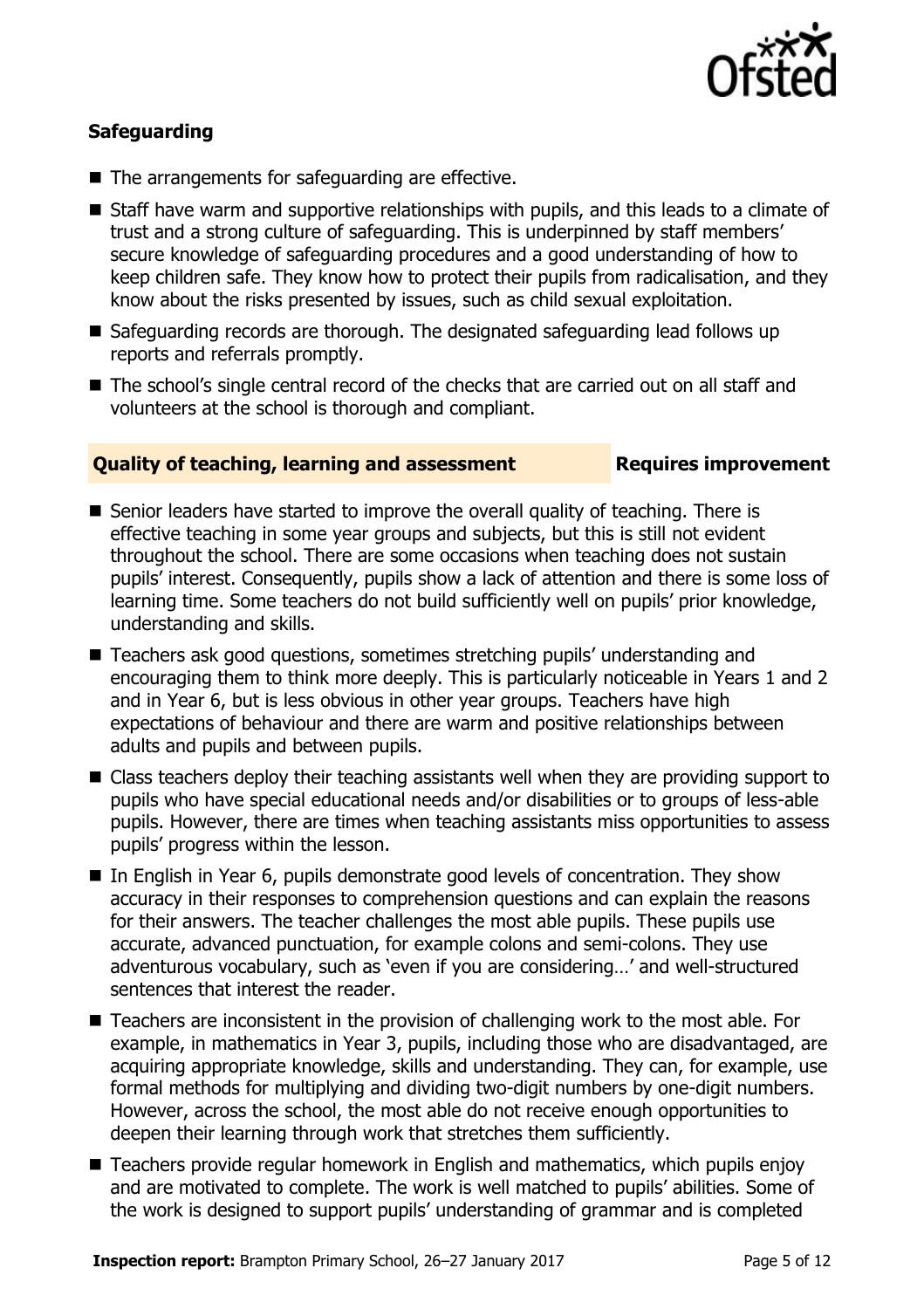### Safeguarding

- The arrangements for safeguarding are effective.
- Staff have warm and supportive relationships with pupils, and this leads to a climate of trust and a strong culture of safeguarding. This is underpinned by staff members' secure knowledge of safeguarding procedures and a good understanding of how to keep children safe. They know how to protect their pupils from radicalisation, and they know about the risks presented by issues, such as child sexual exploitation.
- Safeguarding records are thorough. The designated safeguarding lead follows up reports and referrals promptly.
- The school's single central record of the checks that are carried out on all staff and volunteers at the school is thorough and compliant.

### Quality of teaching, learning and assessment — Requires improvement

- Senior leaders have started to improve the overall quality of teaching. There is effective teaching in some year groups and subjects, but this is still not evident throughout the school. There are some occasions when teaching does not sustain pupils' interest. Consequently, pupils show a lack of attention and there is some loss of learning time. Some teachers do not build sufficiently well on pupils' prior knowledge, understanding and skills.
- Teachers ask good questions, sometimes stretching pupils' understanding and encouraging them to think more deeply. This is particularly noticeable in Years 1 and 2 and in Year 6, but is less obvious in other year groups. Teachers have high expectations of behaviour and there are warm and positive relationships between adults and pupils and between pupils.
- Class teachers deploy their teaching assistants well when they are providing support to pupils who have special educational needs and/or disabilities or to groups of less-able pupils. However, there are times when teaching assistants miss opportunities to assess pupils' progress within the lesson.
- In English in Year 6, pupils demonstrate good levels of concentration. They show accuracy in their responses to comprehension questions and can explain the reasons for their answers. The teacher challenges the most able pupils. These pupils use accurate, advanced punctuation, for example colons and semi-colons. They use adventurous vocabulary, such as 'even if you are considering…' and well-structured sentences that interest the reader.
- Teachers are inconsistent in the provision of challenging work to the most able. For example, in mathematics in Year 3, pupils, including those who are disadvantaged, are acquiring appropriate knowledge, skills and understanding. They can, for example, use formal methods for multiplying and dividing two-digit numbers by one-digit numbers. However, across the school, the most able do not receive enough opportunities to deepen their learning through work that stretches them sufficiently.
- Teachers provide regular homework in English and mathematics, which pupils enjoy and are motivated to complete. The work is well matched to pupils' abilities. Some of the work is designed to support pupils' understanding of grammar and is completed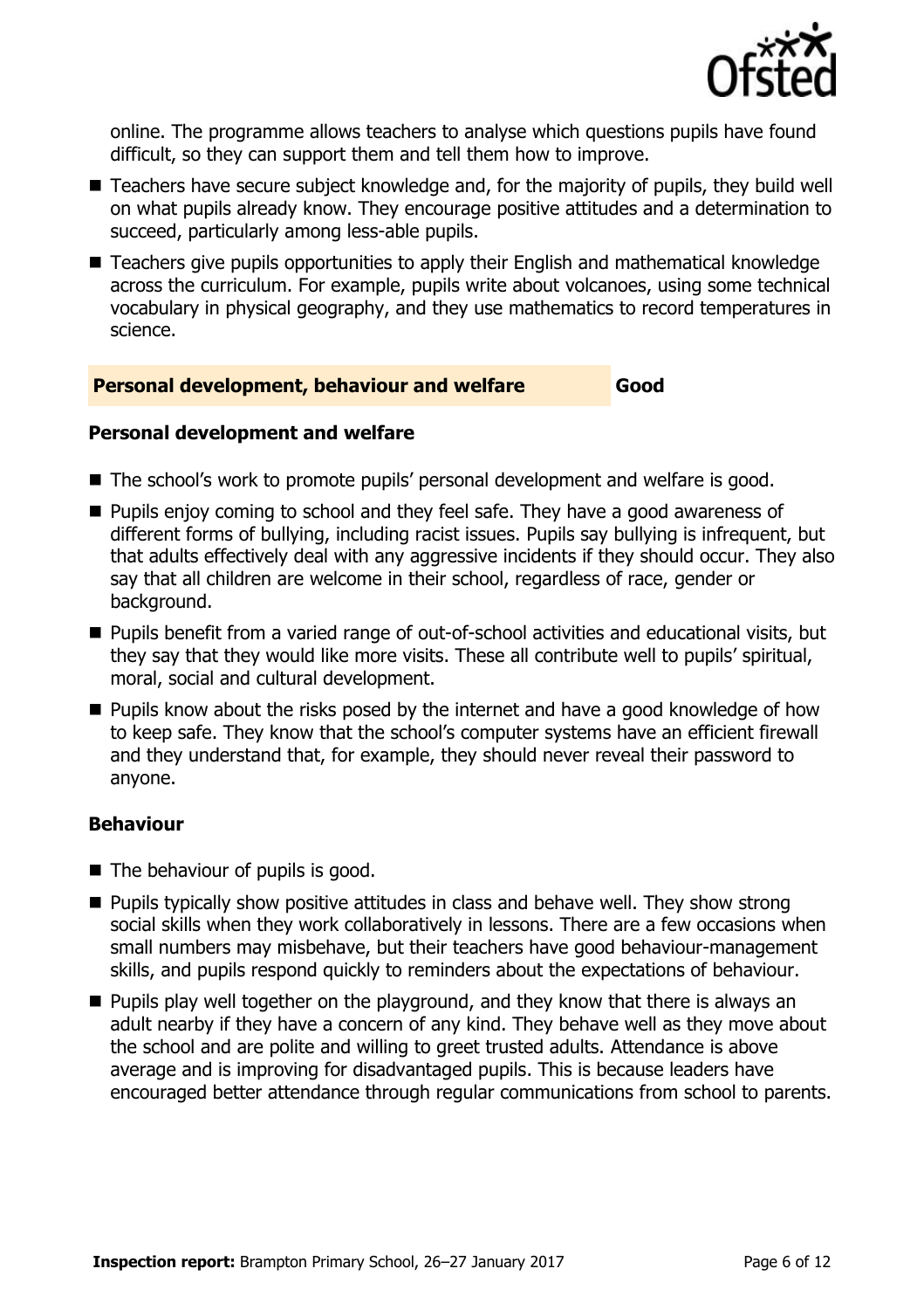online. The programme allows teachers to analyse which questions pupils have found difficult, so they can support them and tell them how to improve.

- Teachers have secure subject knowledge and, for the majority of pupils, they build well on what pupils already know. They encourage positive attitudes and a determination to succeed, particularly among less-able pupils.
- Teachers give pupils opportunities to apply their English and mathematical knowledge across the curriculum. For example, pupils write about volcanoes, using some technical vocabulary in physical geography, and they use mathematics to record temperatures in science.

## Personal development, behaviour and welfare — Good

### Personal development and welfare

- The school's work to promote pupils' personal development and welfare is good.
- Pupils enjoy coming to school and they feel safe. They have a good awareness of different forms of bullying, including racist issues. Pupils say bullying is infrequent, but that adults effectively deal with any aggressive incidents if they should occur. They also say that all children are welcome in their school, regardless of race, gender or background.
- Pupils benefit from a varied range of out-of-school activities and educational visits, but they say that they would like more visits. These all contribute well to pupils' spiritual, moral, social and cultural development.
- Pupils know about the risks posed by the internet and have a good knowledge of how to keep safe. They know that the school's computer systems have an efficient firewall and they understand that, for example, they should never reveal their password to anyone.

### Behaviour

- The behaviour of pupils is good.
- Pupils typically show positive attitudes in class and behave well. They show strong social skills when they work collaboratively in lessons. There are a few occasions when small numbers may misbehave, but their teachers have good behaviour-management skills, and pupils respond quickly to reminders about the expectations of behaviour.
- Pupils play well together on the playground, and they know that there is always an adult nearby if they have a concern of any kind. They behave well as they move about the school and are polite and willing to greet trusted adults. Attendance is above average and is improving for disadvantaged pupils. This is because leaders have encouraged better attendance through regular communications from school to parents.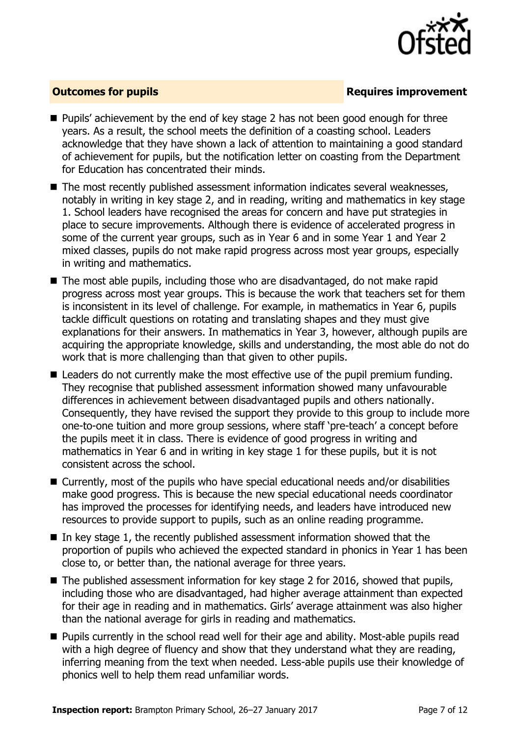**Outcomes for pupils** **Requires improvement**

- Pupils' achievement by the end of key stage 2 has not been good enough for three years. As a result, the school meets the definition of a coasting school. Leaders acknowledge that they have shown a lack of attention to maintaining a good standard of achievement for pupils, but the notification letter on coasting from the Department for Education has concentrated their minds.
- The most recently published assessment information indicates several weaknesses, notably in writing in key stage 2, and in reading, writing and mathematics in key stage 1. School leaders have recognised the areas for concern and have put strategies in place to secure improvements. Although there is evidence of accelerated progress in some of the current year groups, such as in Year 6 and in some Year 1 and Year 2 mixed classes, pupils do not make rapid progress across most year groups, especially in writing and mathematics.
- The most able pupils, including those who are disadvantaged, do not make rapid progress across most year groups. This is because the work that teachers set for them is inconsistent in its level of challenge. For example, in mathematics in Year 6, pupils tackle difficult questions on rotating and translating shapes and they must give explanations for their answers. In mathematics in Year 3, however, although pupils are acquiring the appropriate knowledge, skills and understanding, the most able do not do work that is more challenging than that given to other pupils.
- Leaders do not currently make the most effective use of the pupil premium funding. They recognise that published assessment information showed many unfavourable differences in achievement between disadvantaged pupils and others nationally. Consequently, they have revised the support they provide to this group to include more one-to-one tuition and more group sessions, where staff 'pre-teach' a concept before the pupils meet it in class. There is evidence of good progress in writing and mathematics in Year 6 and in writing in key stage 1 for these pupils, but it is not consistent across the school.
- Currently, most of the pupils who have special educational needs and/or disabilities make good progress. This is because the new special educational needs coordinator has improved the processes for identifying needs, and leaders have introduced new resources to provide support to pupils, such as an online reading programme.
- In key stage 1, the recently published assessment information showed that the proportion of pupils who achieved the expected standard in phonics in Year 1 has been close to, or better than, the national average for three years.
- The published assessment information for key stage 2 for 2016, showed that pupils, including those who are disadvantaged, had higher average attainment than expected for their age in reading and in mathematics. Girls' average attainment was also higher than the national average for girls in reading and mathematics.
- Pupils currently in the school read well for their age and ability. Most-able pupils read with a high degree of fluency and show that they understand what they are reading, inferring meaning from the text when needed. Less-able pupils use their knowledge of phonics well to help them read unfamiliar words.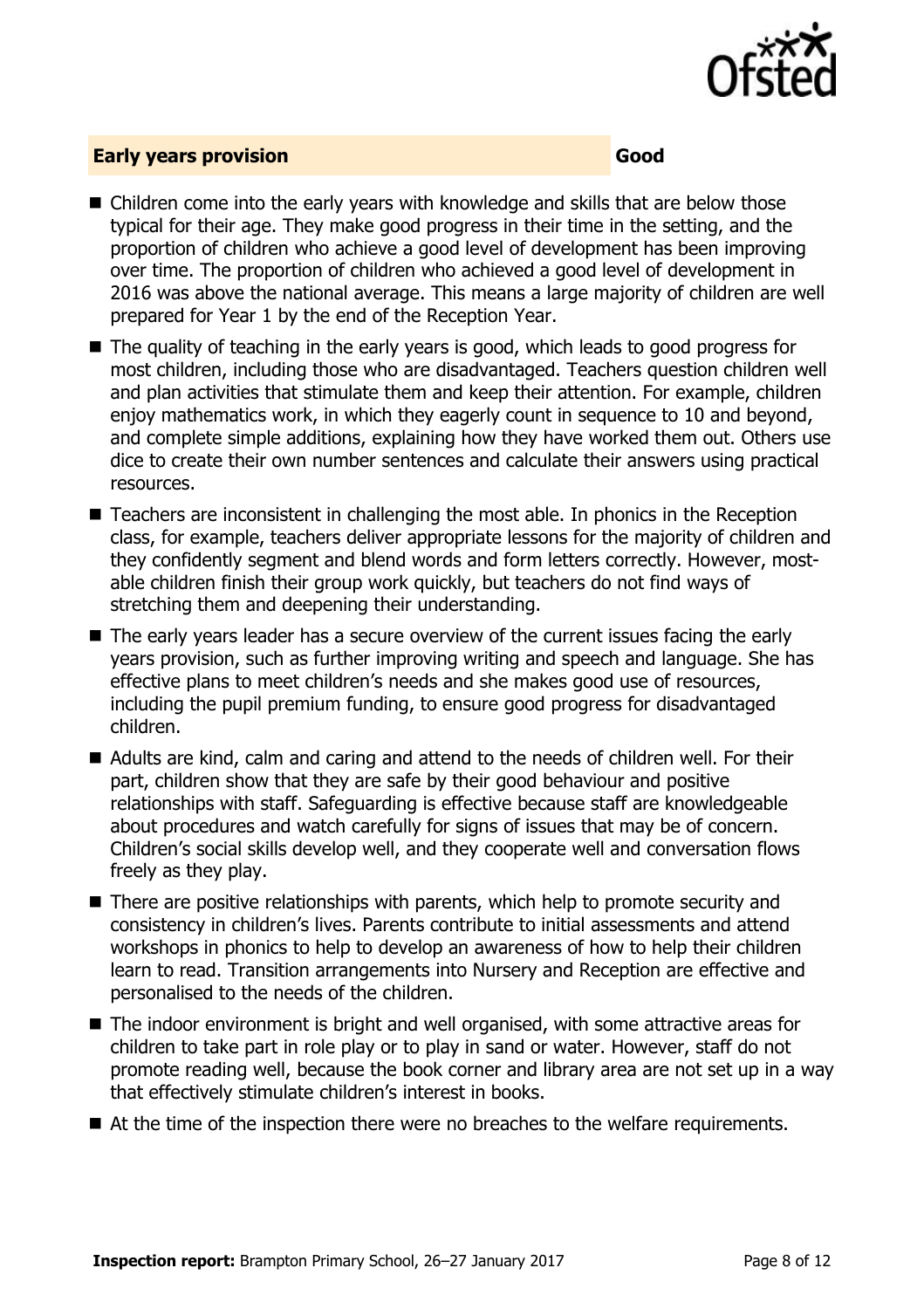## Early years provision — Good

- Children come into the early years with knowledge and skills that are below those typical for their age. They make good progress in their time in the setting, and the proportion of children who achieve a good level of development has been improving over time. The proportion of children who achieved a good level of development in 2016 was above the national average. This means a large majority of children are well prepared for Year 1 by the end of the Reception Year.
- The quality of teaching in the early years is good, which leads to good progress for most children, including those who are disadvantaged. Teachers question children well and plan activities that stimulate them and keep their attention. For example, children enjoy mathematics work, in which they eagerly count in sequence to 10 and beyond, and complete simple additions, explaining how they have worked them out. Others use dice to create their own number sentences and calculate their answers using practical resources.
- Teachers are inconsistent in challenging the most able. In phonics in the Reception class, for example, teachers deliver appropriate lessons for the majority of children and they confidently segment and blend words and form letters correctly. However, most-able children finish their group work quickly, but teachers do not find ways of stretching them and deepening their understanding.
- The early years leader has a secure overview of the current issues facing the early years provision, such as further improving writing and speech and language. She has effective plans to meet children's needs and she makes good use of resources, including the pupil premium funding, to ensure good progress for disadvantaged children.
- Adults are kind, calm and caring and attend to the needs of children well. For their part, children show that they are safe by their good behaviour and positive relationships with staff. Safeguarding is effective because staff are knowledgeable about procedures and watch carefully for signs of issues that may be of concern. Children's social skills develop well, and they cooperate well and conversation flows freely as they play.
- There are positive relationships with parents, which help to promote security and consistency in children's lives. Parents contribute to initial assessments and attend workshops in phonics to help to develop an awareness of how to help their children learn to read. Transition arrangements into Nursery and Reception are effective and personalised to the needs of the children.
- The indoor environment is bright and well organised, with some attractive areas for children to take part in role play or to play in sand or water. However, staff do not promote reading well, because the book corner and library area are not set up in a way that effectively stimulate children's interest in books.
- At the time of the inspection there were no breaches to the welfare requirements.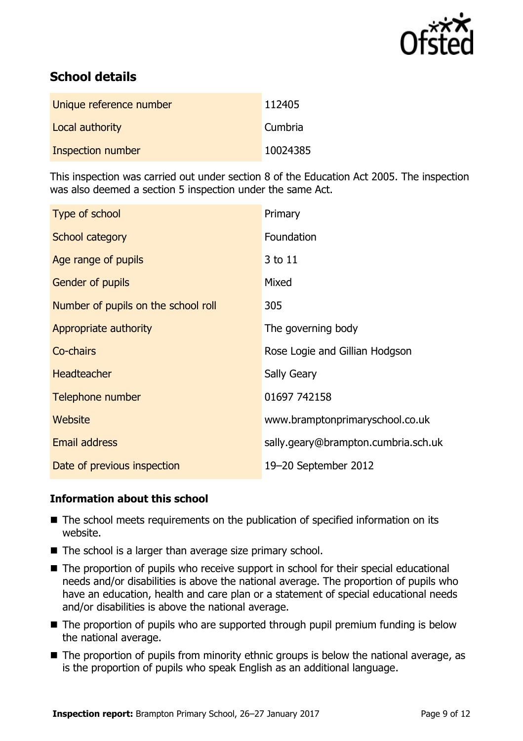## School details

| Unique reference number | 112405 |
|---|---|
| Local authority | Cumbria |
| Inspection number | 10024385 |

This inspection was carried out under section 8 of the Education Act 2005. The inspection was also deemed a section 5 inspection under the same Act.

| Type of school | Primary |
|---|---|
| School category | Foundation |
| Age range of pupils | 3 to 11 |
| Gender of pupils | Mixed |
| Number of pupils on the school roll | 305 |
| Appropriate authority | The governing body |
| Co-chairs | Rose Logie and Gillian Hodgson |
| Headteacher | Sally Geary |
| Telephone number | 01697 742158 |
| Website | www.bramptonprimaryschool.co.uk |
| Email address | sally.geary@brampton.cumbria.sch.uk |
| Date of previous inspection | 19–20 September 2012 |

### Information about this school

- The school meets requirements on the publication of specified information on its website.
- The school is a larger than average size primary school.
- The proportion of pupils who receive support in school for their special educational needs and/or disabilities is above the national average. The proportion of pupils who have an education, health and care plan or a statement of special educational needs and/or disabilities is above the national average.
- The proportion of pupils who are supported through pupil premium funding is below the national average.
- The proportion of pupils from minority ethnic groups is below the national average, as is the proportion of pupils who speak English as an additional language.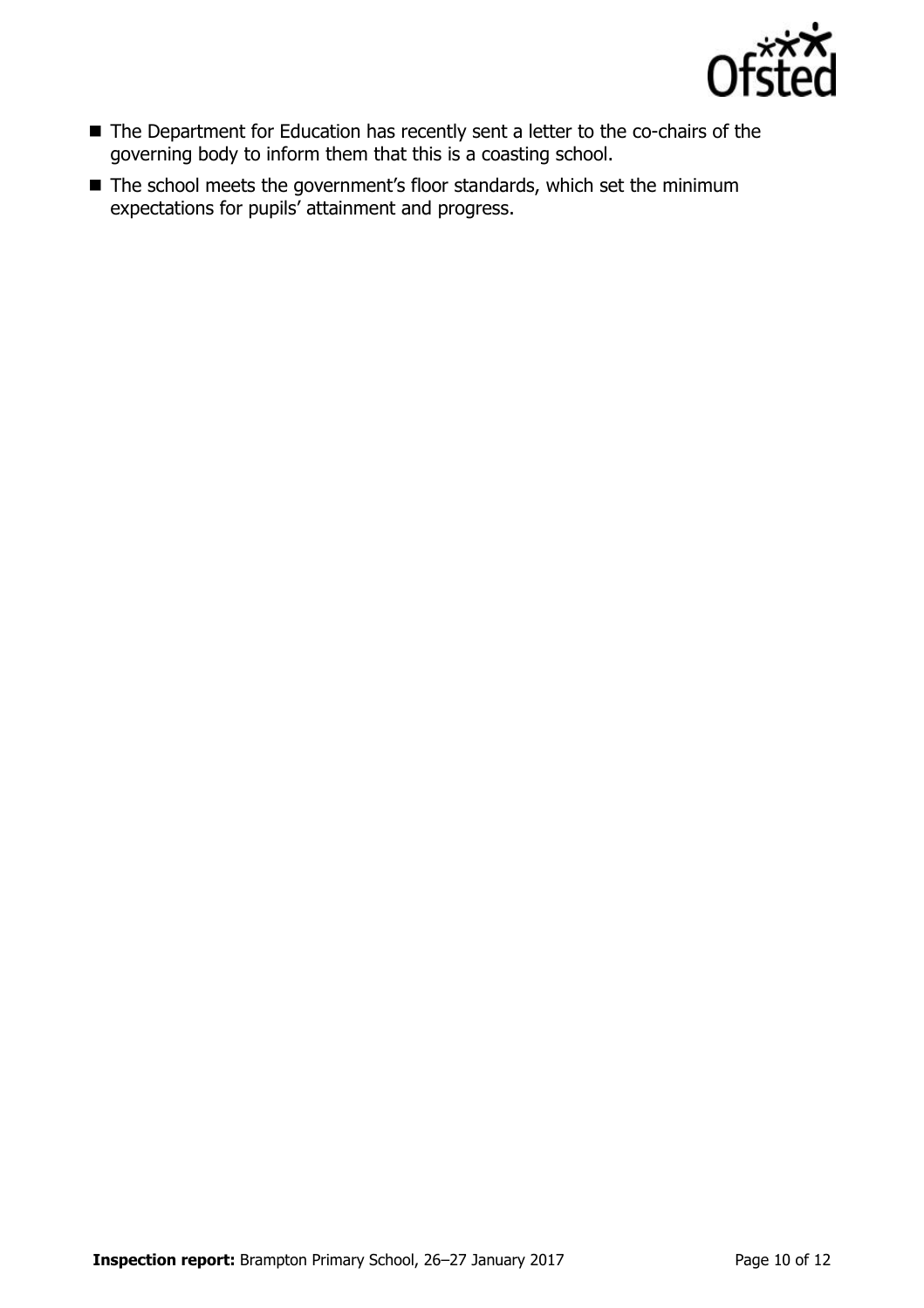- The Department for Education has recently sent a letter to the co-chairs of the governing body to inform them that this is a coasting school.
- The school meets the government's floor standards, which set the minimum expectations for pupils' attainment and progress.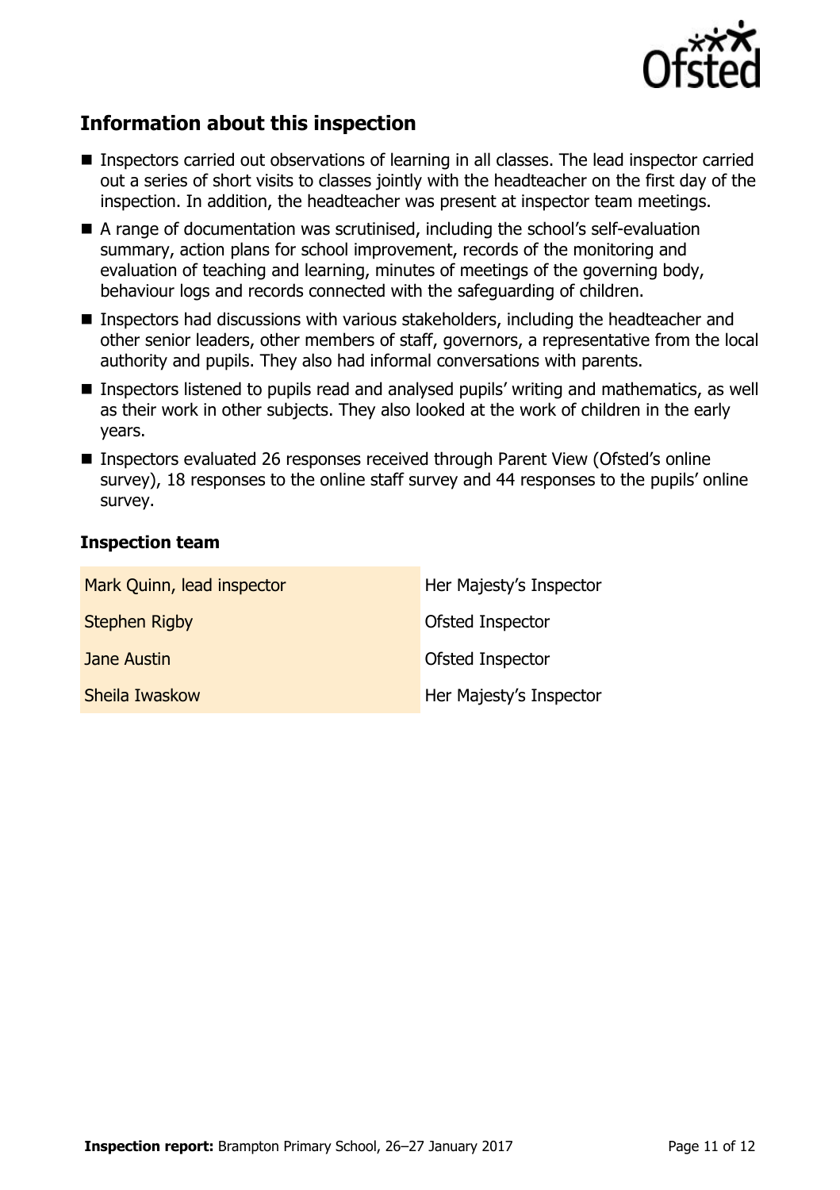## Information about this inspection

- Inspectors carried out observations of learning in all classes. The lead inspector carried out a series of short visits to classes jointly with the headteacher on the first day of the inspection. In addition, the headteacher was present at inspector team meetings.
- A range of documentation was scrutinised, including the school's self-evaluation summary, action plans for school improvement, records of the monitoring and evaluation of teaching and learning, minutes of meetings of the governing body, behaviour logs and records connected with the safeguarding of children.
- Inspectors had discussions with various stakeholders, including the headteacher and other senior leaders, other members of staff, governors, a representative from the local authority and pupils. They also had informal conversations with parents.
- Inspectors listened to pupils read and analysed pupils' writing and mathematics, as well as their work in other subjects. They also looked at the work of children in the early years.
- Inspectors evaluated 26 responses received through Parent View (Ofsted's online survey), 18 responses to the online staff survey and 44 responses to the pupils' online survey.

### Inspection team

| | |
|---|---|
| Mark Quinn, lead inspector | Her Majesty's Inspector |
| Stephen Rigby | Ofsted Inspector |
| Jane Austin | Ofsted Inspector |
| Sheila Iwaskow | Her Majesty's Inspector |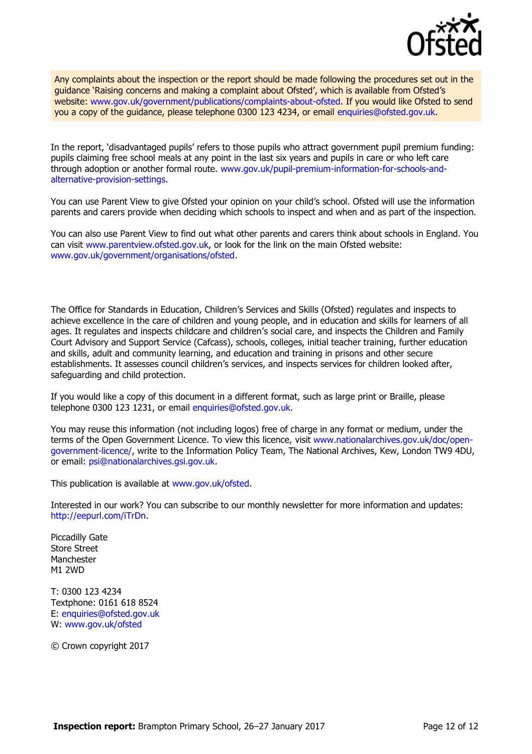Any complaints about the inspection or the report should be made following the procedures set out in the guidance 'Raising concerns and making a complaint about Ofsted', which is available from Ofsted's website: www.gov.uk/government/publications/complaints-about-ofsted. If you would like Ofsted to send you a copy of the guidance, please telephone 0300 123 4234, or email enquiries@ofsted.gov.uk.

In the report, 'disadvantaged pupils' refers to those pupils who attract government pupil premium funding: pupils claiming free school meals at any point in the last six years and pupils in care or who left care through adoption or another formal route. www.gov.uk/pupil-premium-information-for-schools-and-alternative-provision-settings.

You can use Parent View to give Ofsted your opinion on your child's school. Ofsted will use the information parents and carers provide when deciding which schools to inspect and when and as part of the inspection.

You can also use Parent View to find out what other parents and carers think about schools in England. You can visit www.parentview.ofsted.gov.uk, or look for the link on the main Ofsted website: www.gov.uk/government/organisations/ofsted.

The Office for Standards in Education, Children's Services and Skills (Ofsted) regulates and inspects to achieve excellence in the care of children and young people, and in education and skills for learners of all ages. It regulates and inspects childcare and children's social care, and inspects the Children and Family Court Advisory and Support Service (Cafcass), schools, colleges, initial teacher training, further education and skills, adult and community learning, and education and training in prisons and other secure establishments. It assesses council children's services, and inspects services for children looked after, safeguarding and child protection.

If you would like a copy of this document in a different format, such as large print or Braille, please telephone 0300 123 1231, or email enquiries@ofsted.gov.uk.

You may reuse this information (not including logos) free of charge in any format or medium, under the terms of the Open Government Licence. To view this licence, visit www.nationalarchives.gov.uk/doc/open-government-licence/, write to the Information Policy Team, The National Archives, Kew, London TW9 4DU, or email: psi@nationalarchives.gsi.gov.uk.

This publication is available at www.gov.uk/ofsted.

Interested in our work? You can subscribe to our monthly newsletter for more information and updates: http://eepurl.com/iTrDn.

Piccadilly Gate  
Store Street  
Manchester  
M1 2WD

T: 0300 123 4234  
Textphone: 0161 618 8524  
E: enquiries@ofsted.gov.uk  
W: www.gov.uk/ofsted

© Crown copyright 2017